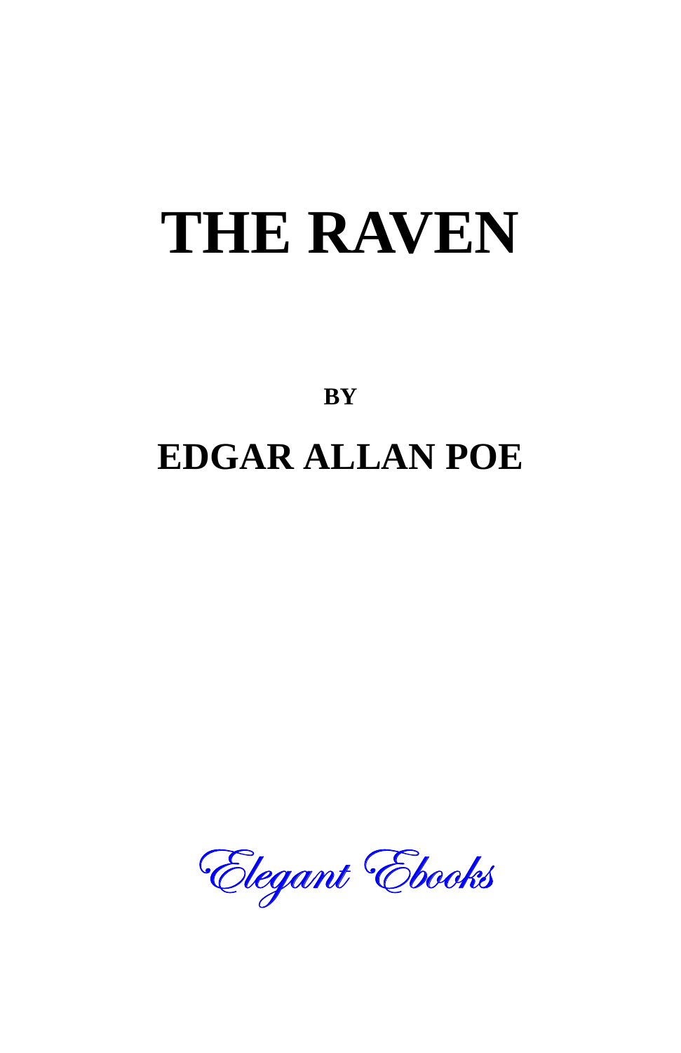# THE RAVEN

**BY**

## EDGAR ALLAN POE

*Elegant Ebooks*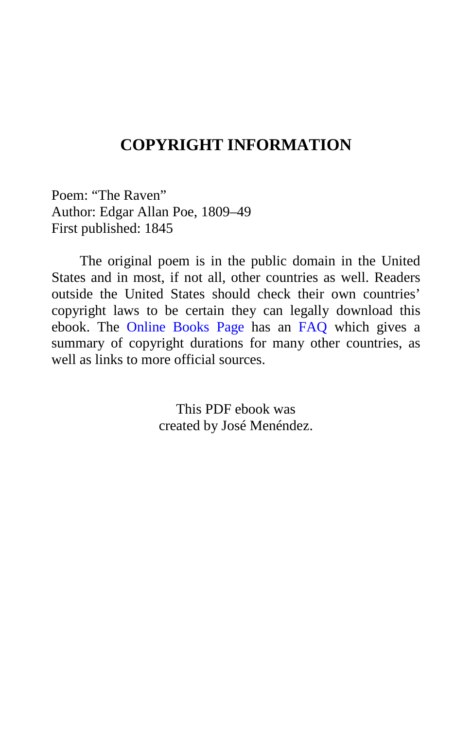# COPYRIGHT INFORMATION

Poem: “The Raven”
Author: Edgar Allan Poe, 1809–49
First published: 1845

The original poem is in the public domain in the United States and in most, if not all, other countries as well. Readers outside the United States should check their own countries’ copyright laws to be certain they can legally download this ebook. The Online Books Page has an FAQ which gives a summary of copyright durations for many other countries, as well as links to more official sources.

This PDF ebook was
created by José Menéndez.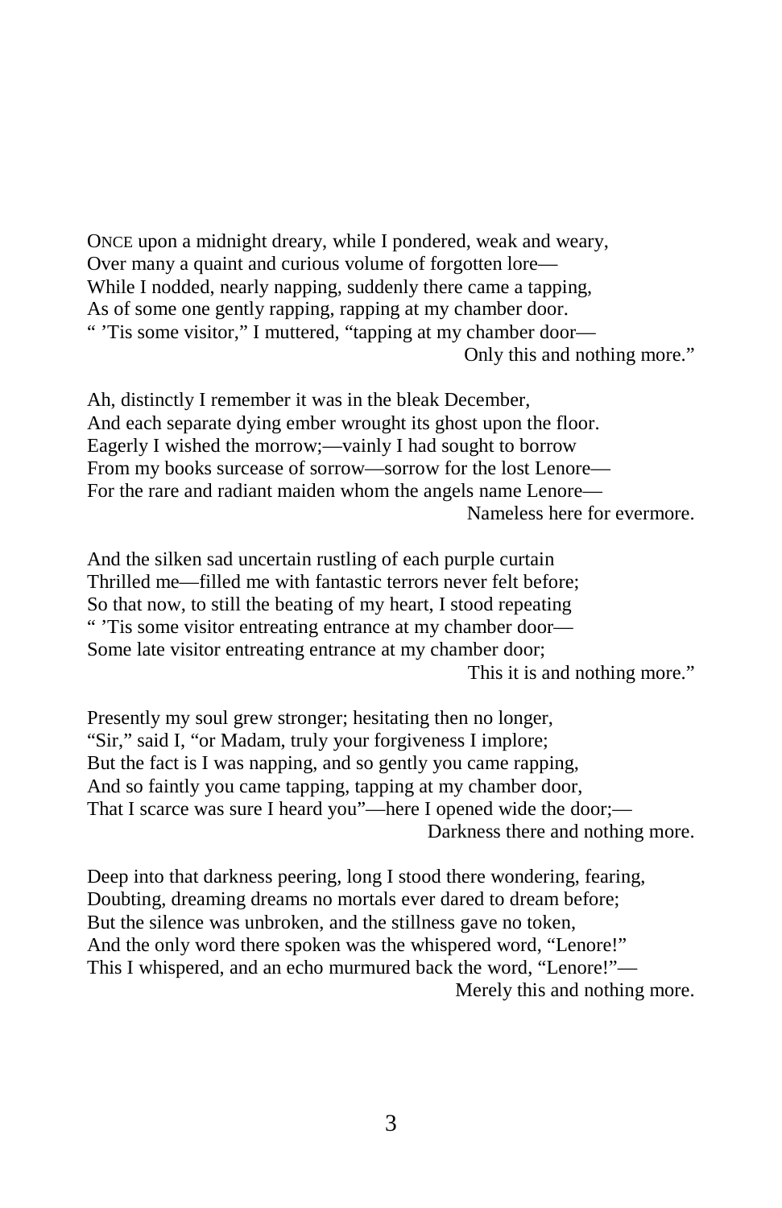ONCE upon a midnight dreary, while I pondered, weak and weary,  
Over many a quaint and curious volume of forgotten lore—  
While I nodded, nearly napping, suddenly there came a tapping,  
As of some one gently rapping, rapping at my chamber door.  
" 'Tis some visitor," I muttered, "tapping at my chamber door—  
Only this and nothing more."

Ah, distinctly I remember it was in the bleak December,  
And each separate dying ember wrought its ghost upon the floor.  
Eagerly I wished the morrow;—vainly I had sought to borrow  
From my books surcease of sorrow—sorrow for the lost Lenore—  
For the rare and radiant maiden whom the angels name Lenore—  
Nameless here for evermore.

And the silken sad uncertain rustling of each purple curtain  
Thrilled me—filled me with fantastic terrors never felt before;  
So that now, to still the beating of my heart, I stood repeating  
" 'Tis some visitor entreating entrance at my chamber door—  
Some late visitor entreating entrance at my chamber door;  
This it is and nothing more."

Presently my soul grew stronger; hesitating then no longer,  
"Sir," said I, "or Madam, truly your forgiveness I implore;  
But the fact is I was napping, and so gently you came rapping,  
And so faintly you came tapping, tapping at my chamber door,  
That I scarce was sure I heard you"—here I opened wide the door;—  
Darkness there and nothing more.

Deep into that darkness peering, long I stood there wondering, fearing,  
Doubting, dreaming dreams no mortals ever dared to dream before;  
But the silence was unbroken, and the stillness gave no token,  
And the only word there spoken was the whispered word, "Lenore!"  
This I whispered, and an echo murmured back the word, "Lenore!"—  
Merely this and nothing more.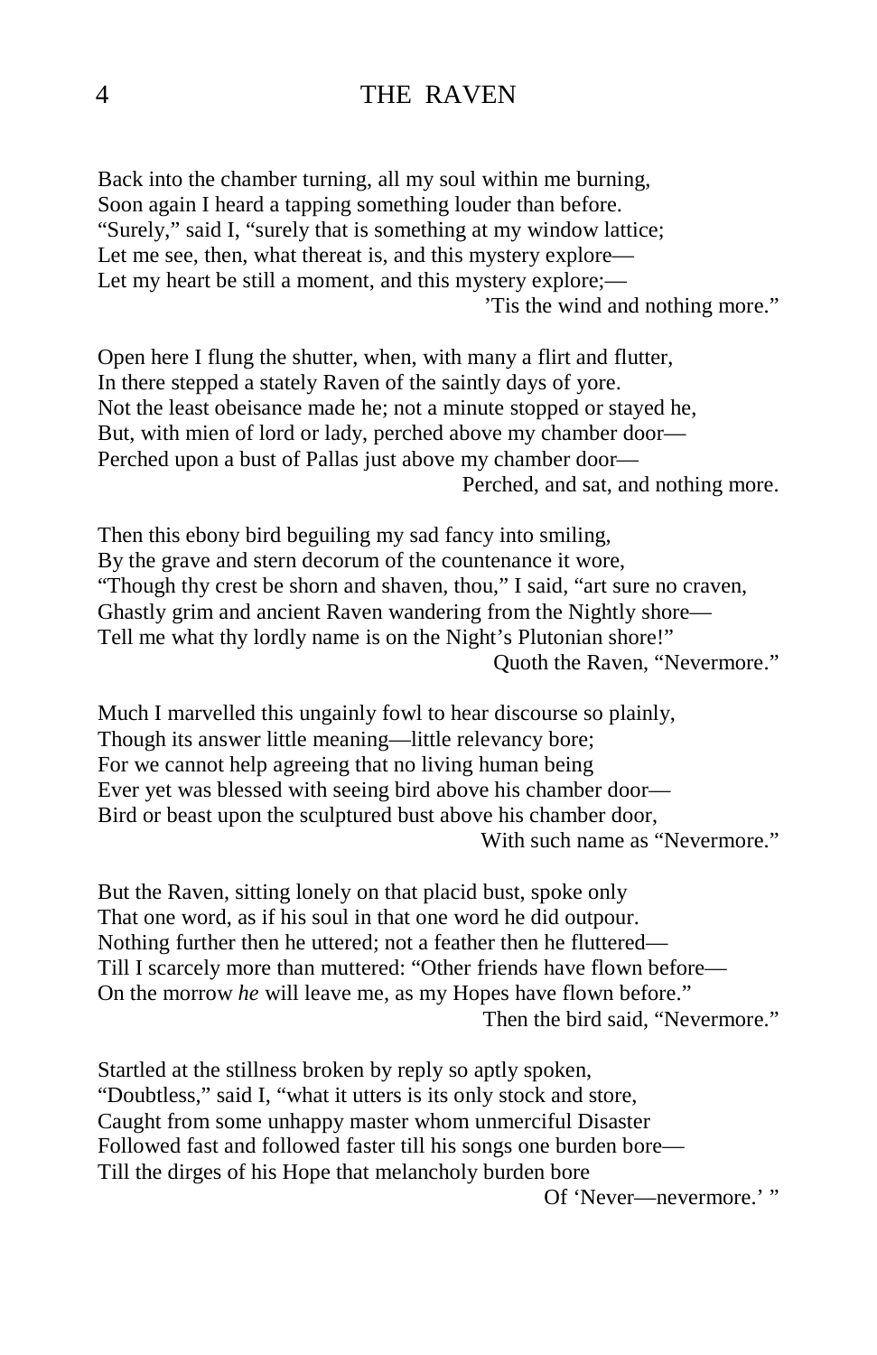Back into the chamber turning, all my soul within me burning,  
Soon again I heard a tapping something louder than before.  
"Surely," said I, "surely that is something at my window lattice;  
Let me see, then, what thereat is, and this mystery explore—  
Let my heart be still a moment, and this mystery explore;—  
'Tis the wind and nothing more."

Open here I flung the shutter, when, with many a flirt and flutter,  
In there stepped a stately Raven of the saintly days of yore.  
Not the least obeisance made he; not a minute stopped or stayed he,  
But, with mien of lord or lady, perched above my chamber door—  
Perched upon a bust of Pallas just above my chamber door—  
Perched, and sat, and nothing more.

Then this ebony bird beguiling my sad fancy into smiling,  
By the grave and stern decorum of the countenance it wore,  
"Though thy crest be shorn and shaven, thou," I said, "art sure no craven,  
Ghastly grim and ancient Raven wandering from the Nightly shore—  
Tell me what thy lordly name is on the Night's Plutonian shore!"  
Quoth the Raven, "Nevermore."

Much I marvelled this ungainly fowl to hear discourse so plainly,  
Though its answer little meaning—little relevancy bore;  
For we cannot help agreeing that no living human being  
Ever yet was blessed with seeing bird above his chamber door—  
Bird or beast upon the sculptured bust above his chamber door,  
With such name as "Nevermore."

But the Raven, sitting lonely on that placid bust, spoke only  
That one word, as if his soul in that one word he did outpour.  
Nothing further then he uttered; not a feather then he fluttered—  
Till I scarcely more than muttered: "Other friends have flown before—  
On the morrow *he* will leave me, as my Hopes have flown before."  
Then the bird said, "Nevermore."

Startled at the stillness broken by reply so aptly spoken,  
"Doubtless," said I, "what it utters is its only stock and store,  
Caught from some unhappy master whom unmerciful Disaster  
Followed fast and followed faster till his songs one burden bore—  
Till the dirges of his Hope that melancholy burden bore  
Of 'Never—nevermore.' "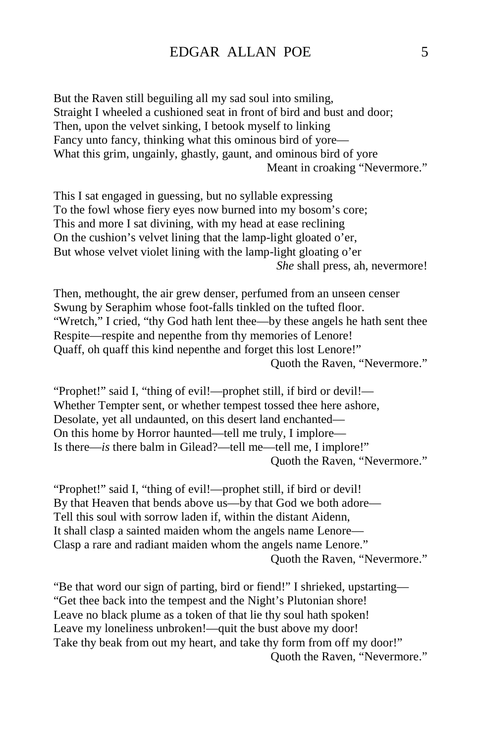But the Raven still beguiling all my sad soul into smiling,  
Straight I wheeled a cushioned seat in front of bird and bust and door;  
Then, upon the velvet sinking, I betook myself to linking  
Fancy unto fancy, thinking what this ominous bird of yore—  
What this grim, ungainly, ghastly, gaunt, and ominous bird of yore  
Meant in croaking "Nevermore."

This I sat engaged in guessing, but no syllable expressing  
To the fowl whose fiery eyes now burned into my bosom's core;  
This and more I sat divining, with my head at ease reclining  
On the cushion's velvet lining that the lamp-light gloated o'er,  
But whose velvet violet lining with the lamp-light gloating o'er  
*She* shall press, ah, nevermore!

Then, methought, the air grew denser, perfumed from an unseen censer  
Swung by Seraphim whose foot-falls tinkled on the tufted floor.  
"Wretch," I cried, "thy God hath lent thee—by these angels he hath sent thee  
Respite—respite and nepenthe from thy memories of Lenore!  
Quaff, oh quaff this kind nepenthe and forget this lost Lenore!"  
Quoth the Raven, "Nevermore."

"Prophet!" said I, "thing of evil!—prophet still, if bird or devil!—  
Whether Tempter sent, or whether tempest tossed thee here ashore,  
Desolate, yet all undaunted, on this desert land enchanted—  
On this home by Horror haunted—tell me truly, I implore—  
Is there—*is* there balm in Gilead?—tell me—tell me, I implore!"  
Quoth the Raven, "Nevermore."

"Prophet!" said I, "thing of evil!—prophet still, if bird or devil!  
By that Heaven that bends above us—by that God we both adore—  
Tell this soul with sorrow laden if, within the distant Aidenn,  
It shall clasp a sainted maiden whom the angels name Lenore—  
Clasp a rare and radiant maiden whom the angels name Lenore."  
Quoth the Raven, "Nevermore."

"Be that word our sign of parting, bird or fiend!" I shrieked, upstarting—  
"Get thee back into the tempest and the Night's Plutonian shore!  
Leave no black plume as a token of that lie thy soul hath spoken!  
Leave my loneliness unbroken!—quit the bust above my door!  
Take thy beak from out my heart, and take thy form from off my door!"  
Quoth the Raven, "Nevermore."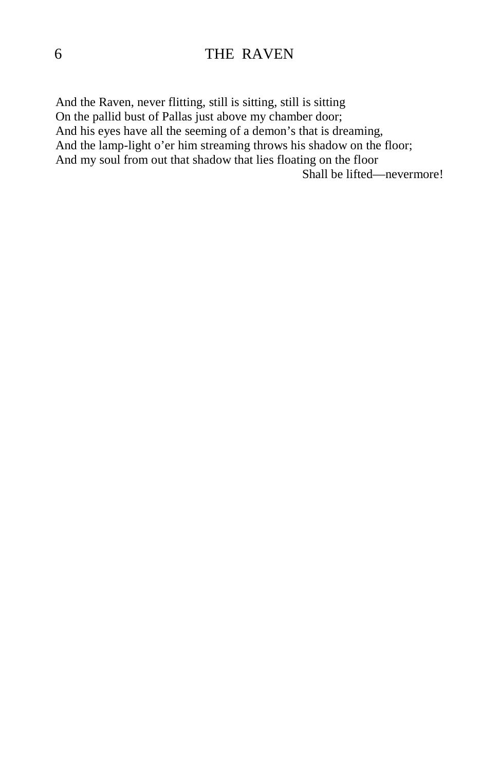And the Raven, never flitting, still is sitting, still is sitting  
On the pallid bust of Pallas just above my chamber door;  
And his eyes have all the seeming of a demon's that is dreaming,  
And the lamp-light o'er him streaming throws his shadow on the floor;  
And my soul from out that shadow that lies floating on the floor  
Shall be lifted—nevermore!